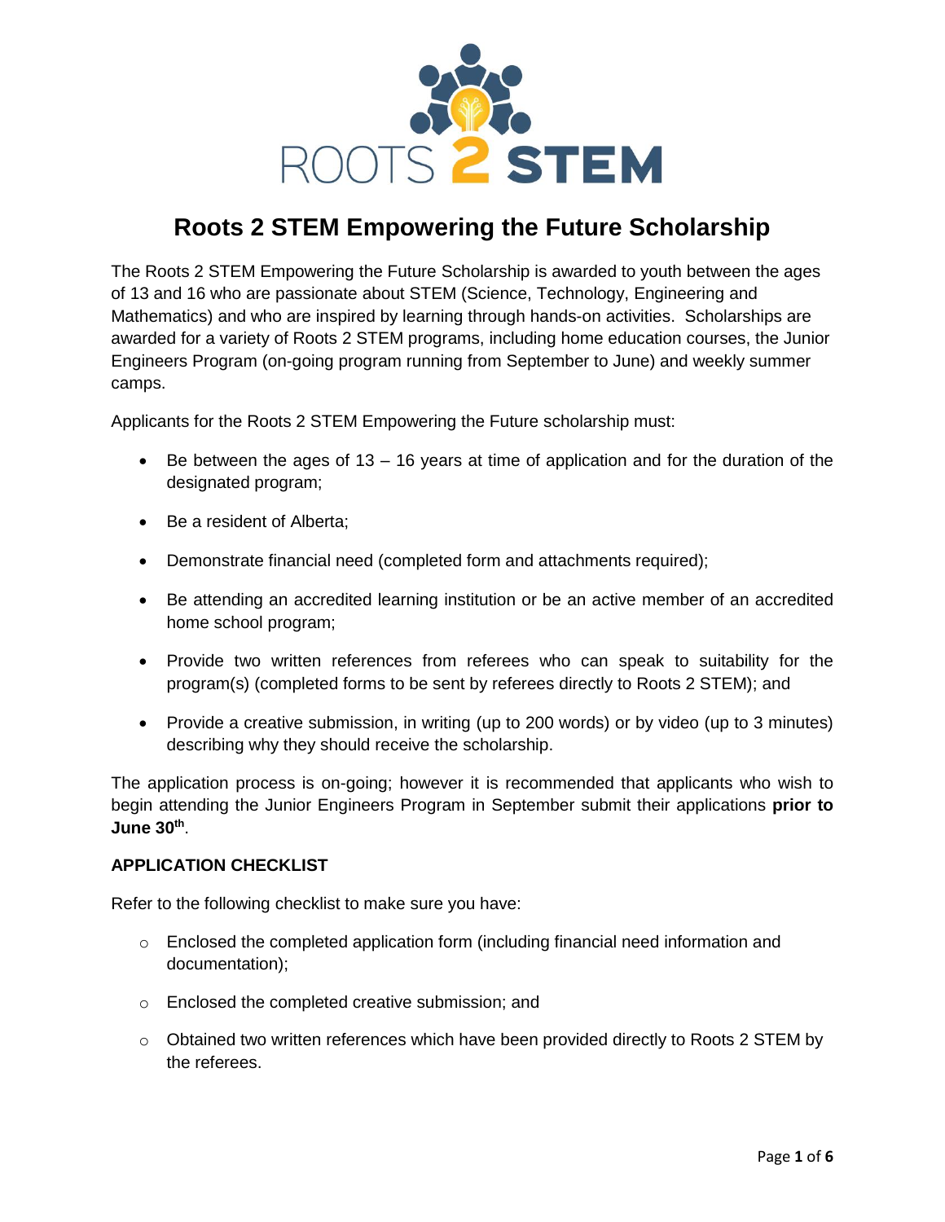# Roots 2 STEM Empowering the Future Scholarship

The Roots 2 STEM Empowering the Future Scholarship is awarded to youth between the ages of 13 and 16 who are passionate about STEM (Science, Technology, Engineering and Mathematics) and who are inspired by learning through hands-on activities. Scholarships are awarded for a variety of Roots 2 STEM programs, including home education courses, the Junior Engineers Program (on-going program running from September to June) and weekly summer camps.

Applicants for the Roots 2 STEM Empowering the Future scholarship must:

- Be between the ages of 13 – 16 years at time of application and for the duration of the designated program;
- Be a resident of Alberta;
- Demonstrate financial need (completed form and attachments required);
- Be attending an accredited learning institution or be an active member of an accredited home school program;
- Provide two written references from referees who can speak to suitability for the program(s) (completed forms to be sent by referees directly to Roots 2 STEM); and
- Provide a creative submission, in writing (up to 200 words) or by video (up to 3 minutes) describing why they should receive the scholarship.

The application process is on-going; however it is recommended that applicants who wish to begin attending the Junior Engineers Program in September submit their applications **prior to June 30th**.

**APPLICATION CHECKLIST**

Refer to the following checklist to make sure you have:

- Enclosed the completed application form (including financial need information and documentation);
- Enclosed the completed creative submission; and
- Obtained two written references which have been provided directly to Roots 2 STEM by the referees.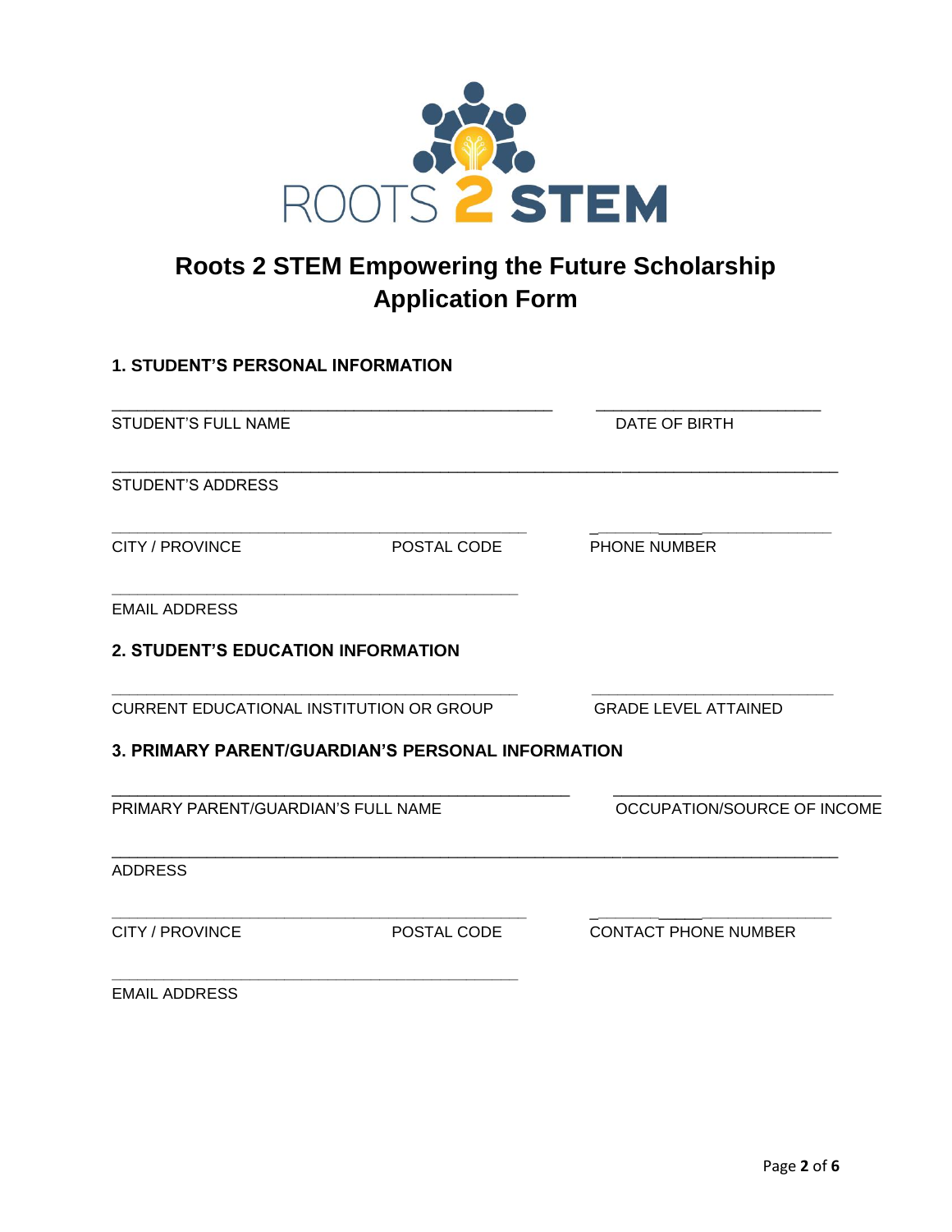ROOTS 2 STEM

# Roots 2 STEM Empowering the Future Scholarship Application Form

## 1. STUDENT'S PERSONAL INFORMATION

_______________________________________________ _______________________

STUDENT'S FULL NAME DATE OF BIRTH

______________________________________________________________________________

STUDENT'S ADDRESS

____________________________________________ _________________________

CITY / PROVINCE POSTAL CODE PHONE NUMBER

____________________________________________

EMAIL ADDRESS

## 2. STUDENT'S EDUCATION INFORMATION

____________________________________________ _________________________

CURRENT EDUCATIONAL INSTITUTION OR GROUP GRADE LEVEL ATTAINED

## 3. PRIMARY PARENT/GUARDIAN'S PERSONAL INFORMATION

_______________________________________________ ____________________________

PRIMARY PARENT/GUARDIAN'S FULL NAME OCCUPATION/SOURCE OF INCOME

______________________________________________________________________________

ADDRESS

____________________________________________ _________________________

CITY / PROVINCE POSTAL CODE CONTACT PHONE NUMBER

____________________________________________

EMAIL ADDRESS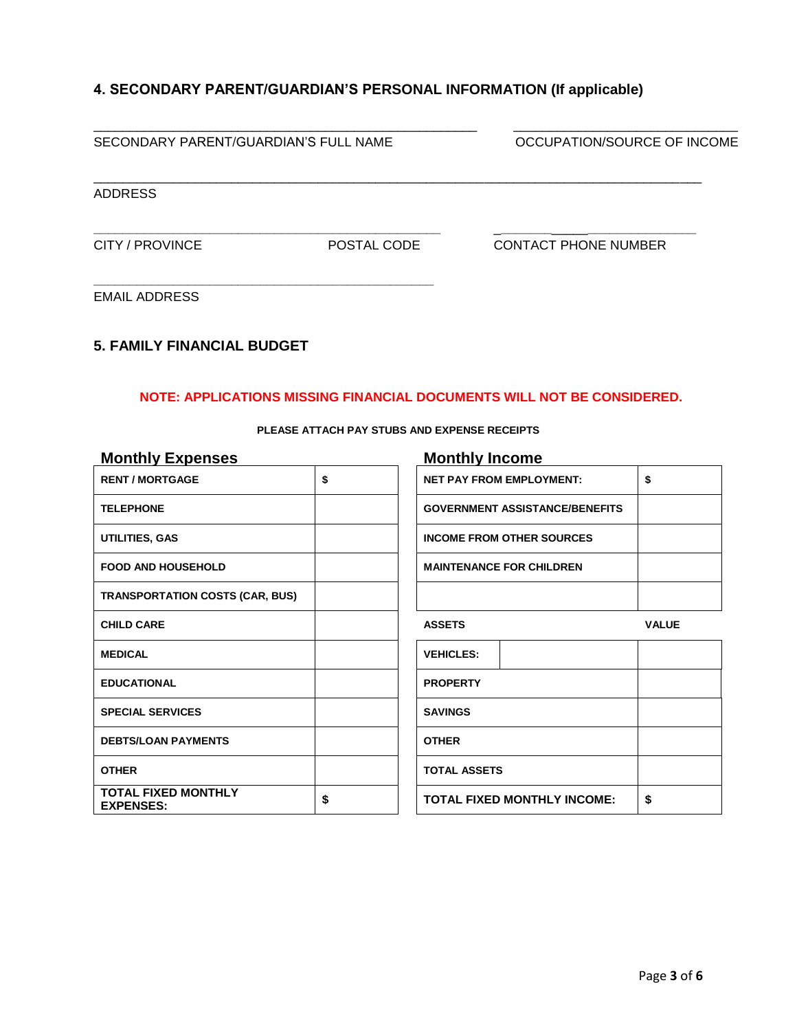## 4. SECONDARY PARENT/GUARDIAN'S PERSONAL INFORMATION (If applicable)

\_\_\_\_\_\_\_\_\_\_\_\_\_\_\_\_\_\_\_\_\_\_\_\_\_\_\_\_\_\_\_\_\_\_\_\_\_\_\_\_\_\_\_\_ \_\_\_\_\_\_\_\_\_\_\_\_\_\_\_\_\_\_\_\_\_\_\_\_\_\_\_\_

SECONDARY PARENT/GUARDIAN'S FULL NAME OCCUPATION/SOURCE OF INCOME

\_\_\_\_\_\_\_\_\_\_\_\_\_\_\_\_\_\_\_\_\_\_\_\_\_\_\_\_\_\_\_\_\_\_\_\_\_\_\_\_\_\_\_\_\_\_\_\_\_\_\_\_\_\_\_\_\_\_\_\_\_\_\_\_\_\_\_\_\_\_

ADDRESS

\_\_\_\_\_\_\_\_\_\_\_\_\_\_\_\_\_\_\_\_\_\_\_\_\_\_\_\_\_\_\_\_\_\_\_\_\_\_\_\_ \_\_\_\_\_\_\_\_\_\_\_\_\_\_\_\_\_\_\_\_\_\_\_\_\_

CITY / PROVINCE POSTAL CODE CONTACT PHONE NUMBER

\_\_\_\_\_\_\_\_\_\_\_\_\_\_\_\_\_\_\_\_\_\_\_\_\_\_\_\_\_\_\_\_\_\_\_\_\_\_\_\_

EMAIL ADDRESS

## 5. FAMILY FINANCIAL BUDGET

**NOTE: APPLICATIONS MISSING FINANCIAL DOCUMENTS WILL NOT BE CONSIDERED.**

**PLEASE ATTACH PAY STUBS AND EXPENSE RECEIPTS**

### Monthly Expenses

| | |
|---|---|
| RENT / MORTGAGE | $ |
| TELEPHONE | |
| UTILITIES, GAS | |
| FOOD AND HOUSEHOLD | |
| TRANSPORTATION COSTS (CAR, BUS) | |
| CHILD CARE | |
| MEDICAL | |
| EDUCATIONAL | |
| SPECIAL SERVICES | |
| DEBTS/LOAN PAYMENTS | |
| OTHER | |
| **TOTAL FIXED MONTHLY EXPENSES:** | **$** |

### Monthly Income

| | | |
|---|---|---|
| NET PAY FROM EMPLOYMENT: | | $ |
| GOVERNMENT ASSISTANCE/BENEFITS | | |
| INCOME FROM OTHER SOURCES | | |
| MAINTENANCE FOR CHILDREN | | |
| | | |
| **ASSETS** | | **VALUE** |
| VEHICLES: | | |
| PROPERTY | | |
| SAVINGS | | |
| OTHER | | |
| TOTAL ASSETS | | |
| **TOTAL FIXED MONTHLY INCOME:** | | **$** |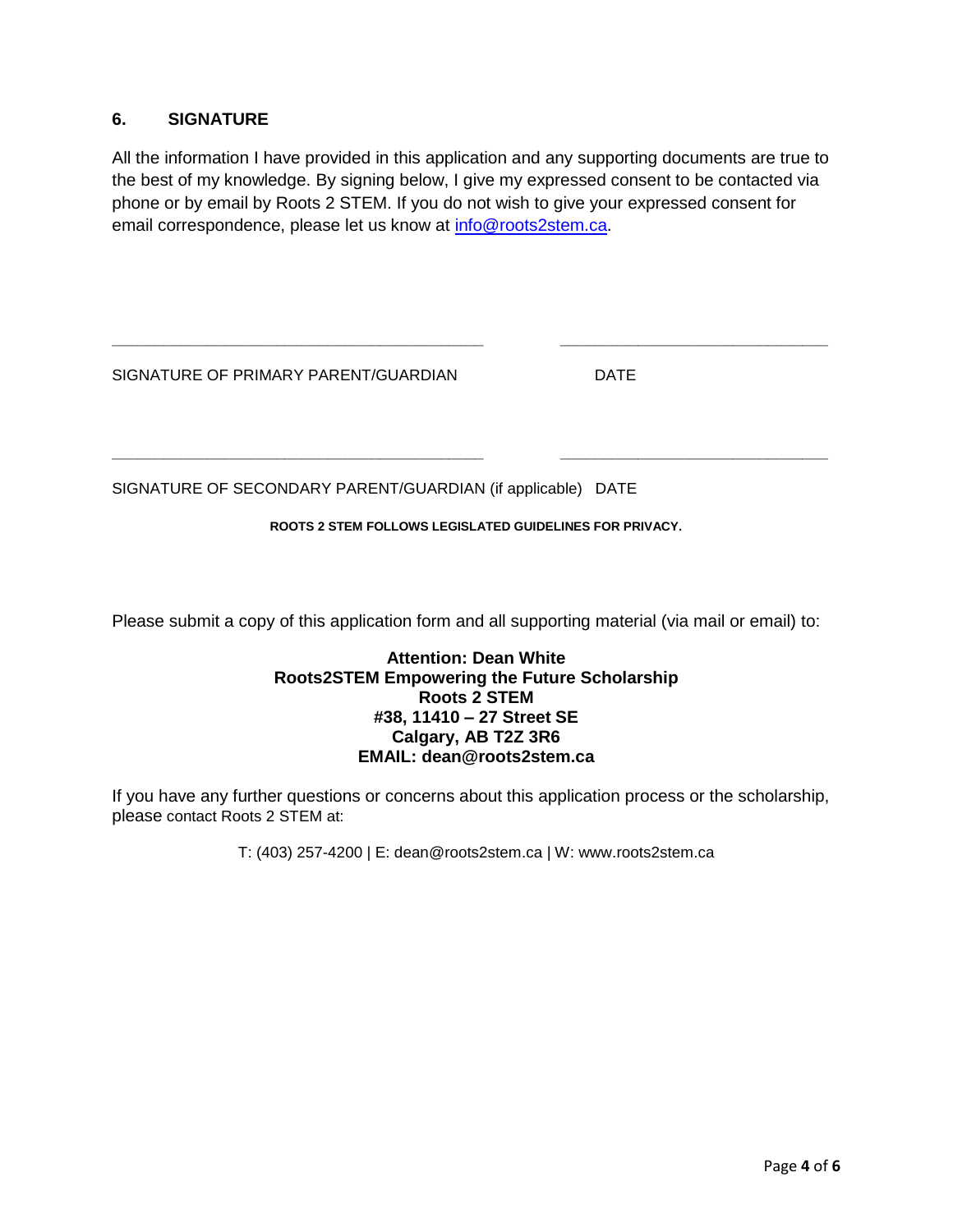## 6. SIGNATURE

All the information I have provided in this application and any supporting documents are true to the best of my knowledge. By signing below, I give my expressed consent to be contacted via phone or by email by Roots 2 STEM. If you do not wish to give your expressed consent for email correspondence, please let us know at info@roots2stem.ca.

\_\_\_\_\_\_\_\_\_\_\_\_\_\_\_\_\_\_\_\_\_\_\_\_\_\_\_\_\_\_\_\_\_\_\_\_\_\_\_\_\_\_\_\_ \_\_\_\_\_\_\_\_\_\_\_\_\_\_\_\_\_\_\_\_\_\_\_\_\_\_\_\_\_\_

SIGNATURE OF PRIMARY PARENT/GUARDIAN DATE

\_\_\_\_\_\_\_\_\_\_\_\_\_\_\_\_\_\_\_\_\_\_\_\_\_\_\_\_\_\_\_\_\_\_\_\_\_\_\_\_\_\_\_\_ \_\_\_\_\_\_\_\_\_\_\_\_\_\_\_\_\_\_\_\_\_\_\_\_\_\_\_\_\_\_

SIGNATURE OF SECONDARY PARENT/GUARDIAN (if applicable) DATE

**ROOTS 2 STEM FOLLOWS LEGISLATED GUIDELINES FOR PRIVACY.**

Please submit a copy of this application form and all supporting material (via mail or email) to:

**Attention: Dean White**
**Roots2STEM Empowering the Future Scholarship**
**Roots 2 STEM**
**#38, 11410 – 27 Street SE**
**Calgary, AB T2Z 3R6**
**EMAIL: dean@roots2stem.ca**

If you have any further questions or concerns about this application process or the scholarship, please contact Roots 2 STEM at:

T: (403) 257-4200 | E: dean@roots2stem.ca | W: www.roots2stem.ca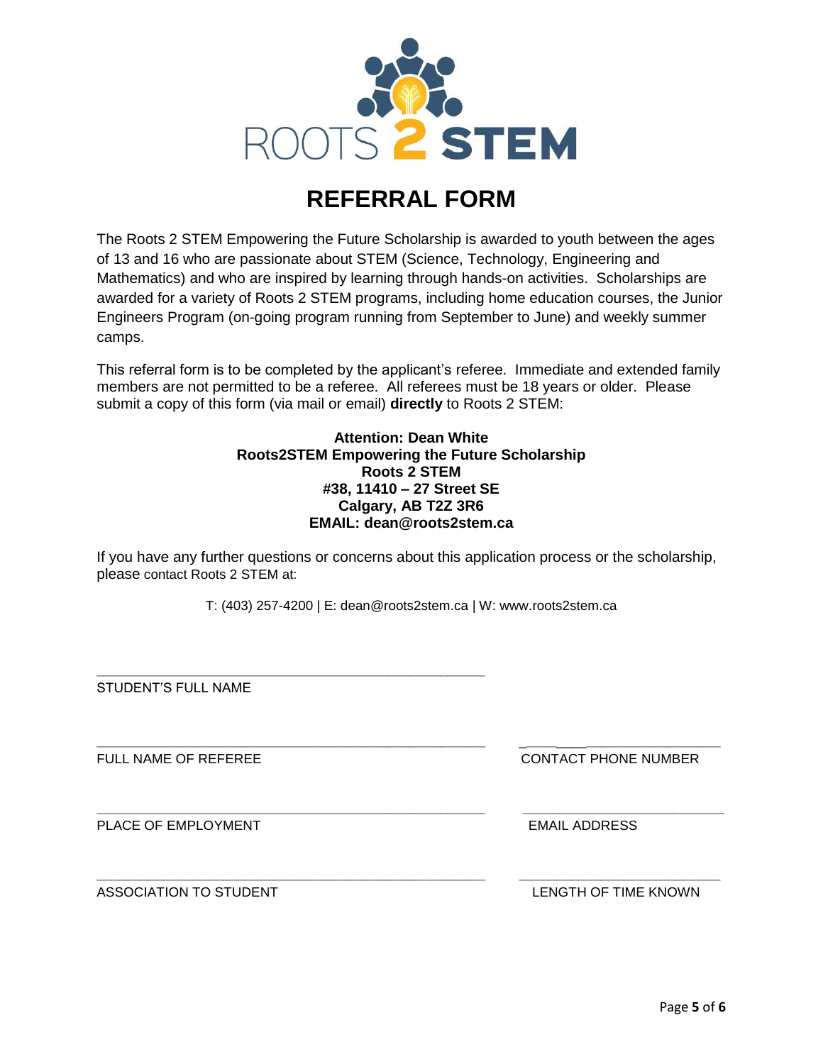ROOTS 2 STEM

# REFERRAL FORM

The Roots 2 STEM Empowering the Future Scholarship is awarded to youth between the ages of 13 and 16 who are passionate about STEM (Science, Technology, Engineering and Mathematics) and who are inspired by learning through hands-on activities. Scholarships are awarded for a variety of Roots 2 STEM programs, including home education courses, the Junior Engineers Program (on-going program running from September to June) and weekly summer camps.

This referral form is to be completed by the applicant's referee. Immediate and extended family members are not permitted to be a referee. All referees must be 18 years or older. Please submit a copy of this form (via mail or email) **directly** to Roots 2 STEM:

**Attention: Dean White**
**Roots2STEM Empowering the Future Scholarship**
**Roots 2 STEM**
**#38, 11410 – 27 Street SE**
**Calgary, AB T2Z 3R6**
**EMAIL: dean@roots2stem.ca**

If you have any further questions or concerns about this application process or the scholarship, please contact Roots 2 STEM at:

T: (403) 257-4200 | E: dean@roots2stem.ca | W: www.roots2stem.ca

_______________________________________________
STUDENT'S FULL NAME

_______________________________________________ ________________________
FULL NAME OF REFEREE CONTACT PHONE NUMBER

_______________________________________________ ________________________
PLACE OF EMPLOYMENT EMAIL ADDRESS

_______________________________________________ ________________________
ASSOCIATION TO STUDENT LENGTH OF TIME KNOWN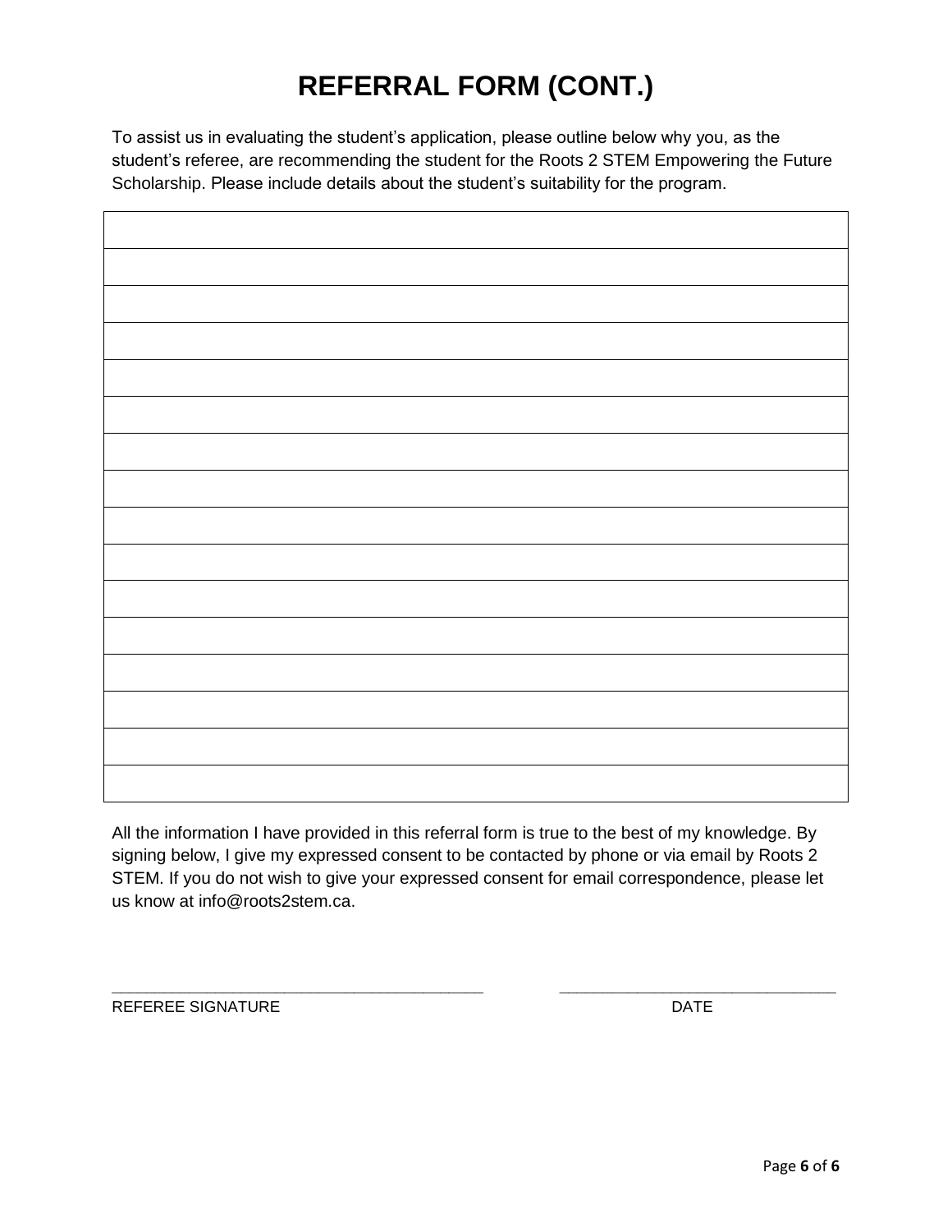# REFERRAL FORM (CONT.)

To assist us in evaluating the student's application, please outline below why you, as the student's referee, are recommending the student for the Roots 2 STEM Empowering the Future Scholarship. Please include details about the student's suitability for the program.

| |
|---|
| |
| |
| |
| |
| |
| |
| |
| |
| |
| |
| |
| |
| |
| |
| |

All the information I have provided in this referral form is true to the best of my knowledge. By signing below, I give my expressed consent to be contacted by phone or via email by Roots 2 STEM. If you do not wish to give your expressed consent for email correspondence, please let us know at info@roots2stem.ca.

\_\_\_\_\_\_\_\_\_\_\_\_\_\_\_\_\_\_\_\_\_\_\_\_\_\_\_\_\_\_\_\_\_\_\_\_\_\_\_\_ \_\_\_\_\_\_\_\_\_\_\_\_\_\_\_\_\_\_\_\_\_\_\_\_\_\_\_\_\_\_\_\_

REFEREE SIGNATURE DATE